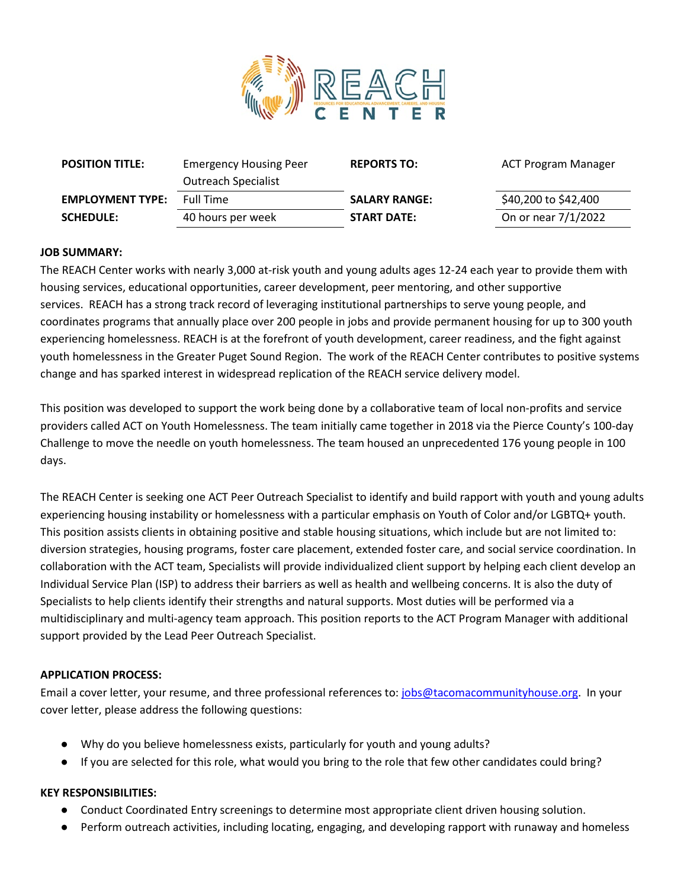| **POSITION TITLE:** | Emergency Housing Peer Outreach Specialist | **REPORTS TO:** | ACT Program Manager |
|---|---|---|---|
| **EMPLOYMENT TYPE:** | Full Time | **SALARY RANGE:** | $40,200 to $42,400 |
| **SCHEDULE:** | 40 hours per week | **START DATE:** | On or near 7/1/2022 |

**JOB SUMMARY:**

The REACH Center works with nearly 3,000 at-risk youth and young adults ages 12-24 each year to provide them with housing services, educational opportunities, career development, peer mentoring, and other supportive services. REACH has a strong track record of leveraging institutional partnerships to serve young people, and coordinates programs that annually place over 200 people in jobs and provide permanent housing for up to 300 youth experiencing homelessness. REACH is at the forefront of youth development, career readiness, and the fight against youth homelessness in the Greater Puget Sound Region. The work of the REACH Center contributes to positive systems change and has sparked interest in widespread replication of the REACH service delivery model.

This position was developed to support the work being done by a collaborative team of local non-profits and service providers called ACT on Youth Homelessness. The team initially came together in 2018 via the Pierce County's 100-day Challenge to move the needle on youth homelessness. The team housed an unprecedented 176 young people in 100 days.

The REACH Center is seeking one ACT Peer Outreach Specialist to identify and build rapport with youth and young adults experiencing housing instability or homelessness with a particular emphasis on Youth of Color and/or LGBTQ+ youth. This position assists clients in obtaining positive and stable housing situations, which include but are not limited to: diversion strategies, housing programs, foster care placement, extended foster care, and social service coordination. In collaboration with the ACT team, Specialists will provide individualized client support by helping each client develop an Individual Service Plan (ISP) to address their barriers as well as health and wellbeing concerns. It is also the duty of Specialists to help clients identify their strengths and natural supports. Most duties will be performed via a multidisciplinary and multi-agency team approach. This position reports to the ACT Program Manager with additional support provided by the Lead Peer Outreach Specialist.

**APPLICATION PROCESS:**

Email a cover letter, your resume, and three professional references to: jobs@tacomacommunityhouse.org. In your cover letter, please address the following questions:

- Why do you believe homelessness exists, particularly for youth and young adults?
- If you are selected for this role, what would you bring to the role that few other candidates could bring?

**KEY RESPONSIBILITIES:**

- Conduct Coordinated Entry screenings to determine most appropriate client driven housing solution.
- Perform outreach activities, including locating, engaging, and developing rapport with runaway and homeless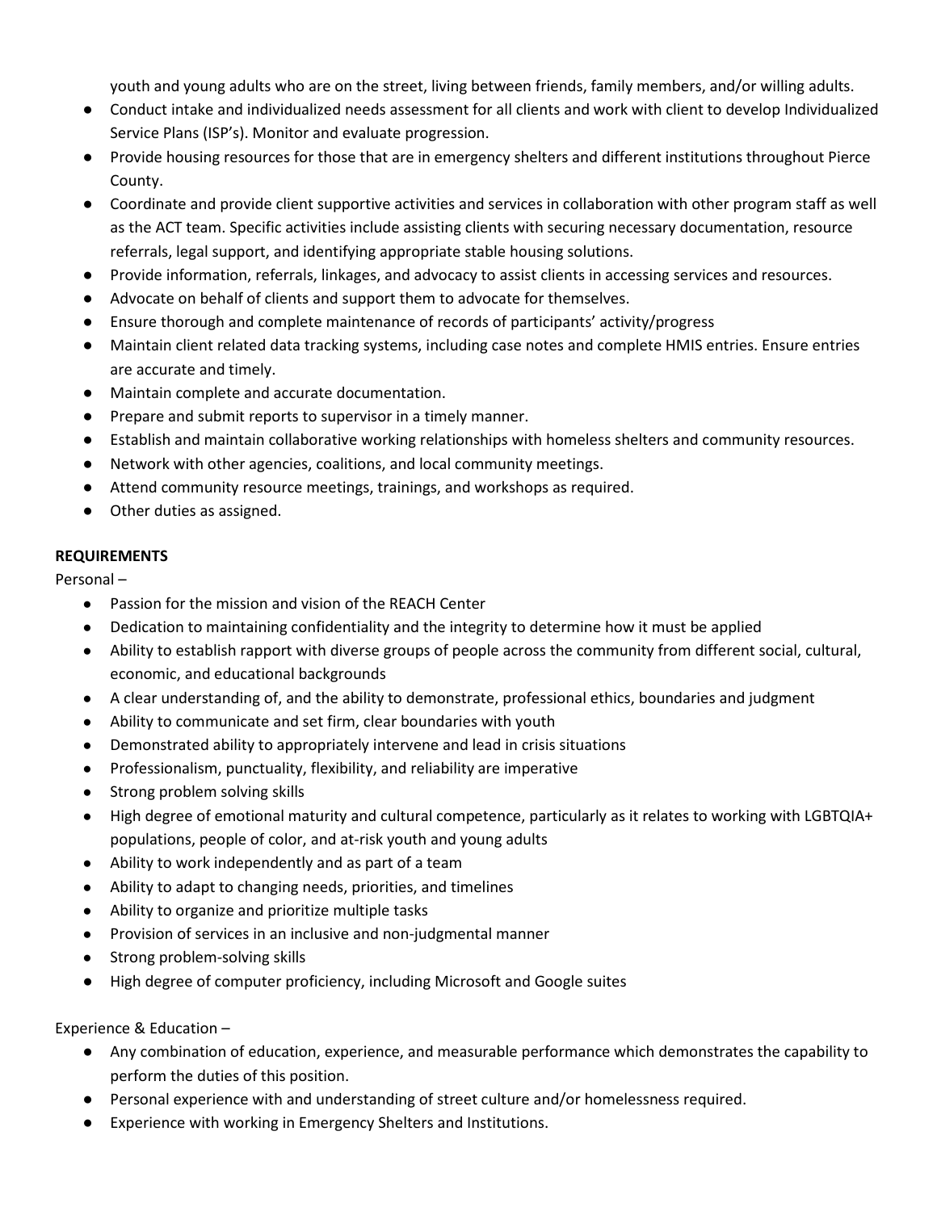youth and young adults who are on the street, living between friends, family members, and/or willing adults.

- Conduct intake and individualized needs assessment for all clients and work with client to develop Individualized Service Plans (ISP's). Monitor and evaluate progression.
- Provide housing resources for those that are in emergency shelters and different institutions throughout Pierce County.
- Coordinate and provide client supportive activities and services in collaboration with other program staff as well as the ACT team. Specific activities include assisting clients with securing necessary documentation, resource referrals, legal support, and identifying appropriate stable housing solutions.
- Provide information, referrals, linkages, and advocacy to assist clients in accessing services and resources.
- Advocate on behalf of clients and support them to advocate for themselves.
- Ensure thorough and complete maintenance of records of participants' activity/progress
- Maintain client related data tracking systems, including case notes and complete HMIS entries. Ensure entries are accurate and timely.
- Maintain complete and accurate documentation.
- Prepare and submit reports to supervisor in a timely manner.
- Establish and maintain collaborative working relationships with homeless shelters and community resources.
- Network with other agencies, coalitions, and local community meetings.
- Attend community resource meetings, trainings, and workshops as required.
- Other duties as assigned.

**REQUIREMENTS**

Personal –

- Passion for the mission and vision of the REACH Center
- Dedication to maintaining confidentiality and the integrity to determine how it must be applied
- Ability to establish rapport with diverse groups of people across the community from different social, cultural, economic, and educational backgrounds
- A clear understanding of, and the ability to demonstrate, professional ethics, boundaries and judgment
- Ability to communicate and set firm, clear boundaries with youth
- Demonstrated ability to appropriately intervene and lead in crisis situations
- Professionalism, punctuality, flexibility, and reliability are imperative
- Strong problem solving skills
- High degree of emotional maturity and cultural competence, particularly as it relates to working with LGBTQIA+ populations, people of color, and at-risk youth and young adults
- Ability to work independently and as part of a team
- Ability to adapt to changing needs, priorities, and timelines
- Ability to organize and prioritize multiple tasks
- Provision of services in an inclusive and non-judgmental manner
- Strong problem-solving skills
- High degree of computer proficiency, including Microsoft and Google suites

Experience & Education –

- Any combination of education, experience, and measurable performance which demonstrates the capability to perform the duties of this position.
- Personal experience with and understanding of street culture and/or homelessness required.
- Experience with working in Emergency Shelters and Institutions.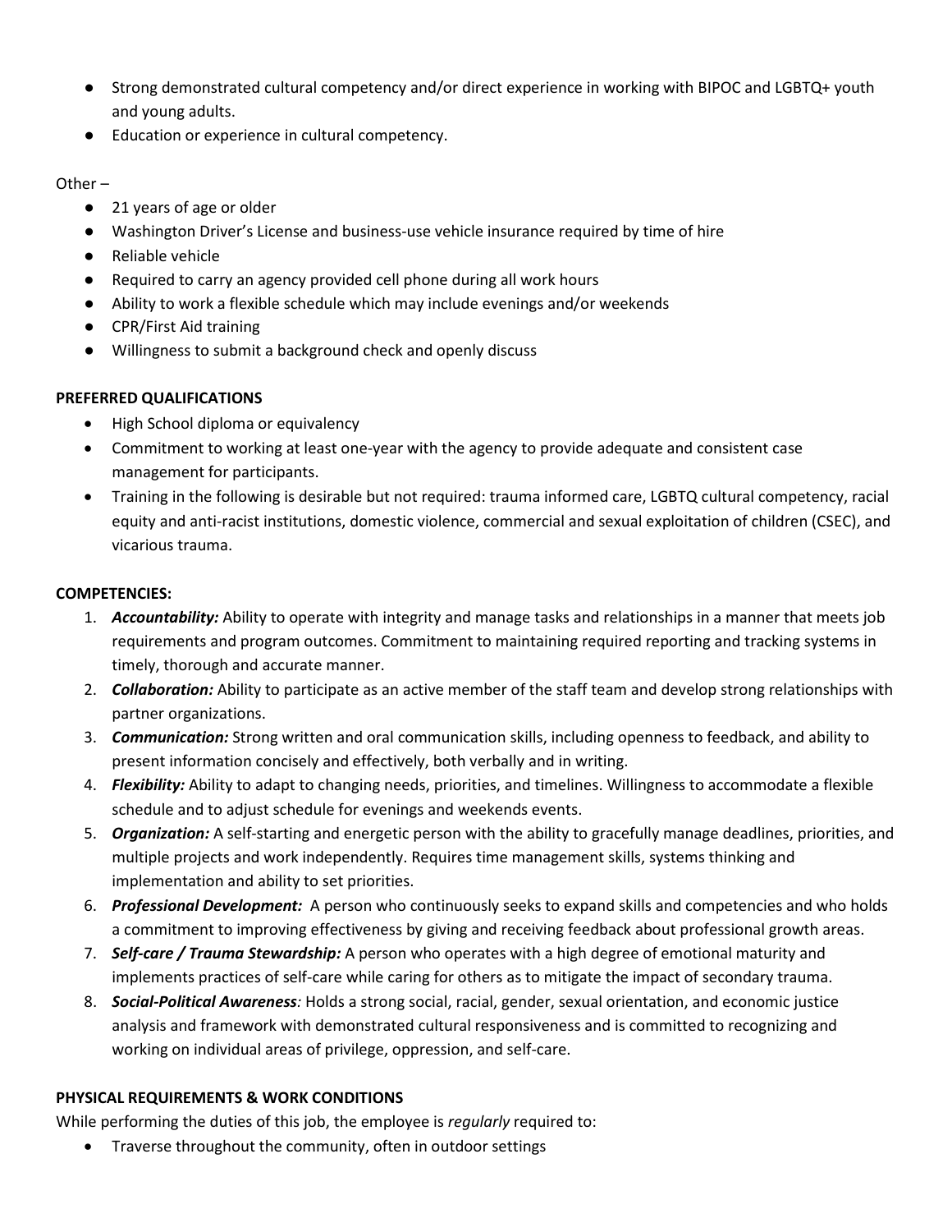- Strong demonstrated cultural competency and/or direct experience in working with BIPOC and LGBTQ+ youth and young adults.
- Education or experience in cultural competency.

Other –

- 21 years of age or older
- Washington Driver's License and business-use vehicle insurance required by time of hire
- Reliable vehicle
- Required to carry an agency provided cell phone during all work hours
- Ability to work a flexible schedule which may include evenings and/or weekends
- CPR/First Aid training
- Willingness to submit a background check and openly discuss

**PREFERRED QUALIFICATIONS**

- High School diploma or equivalency
- Commitment to working at least one-year with the agency to provide adequate and consistent case management for participants.
- Training in the following is desirable but not required: trauma informed care, LGBTQ cultural competency, racial equity and anti-racist institutions, domestic violence, commercial and sexual exploitation of children (CSEC), and vicarious trauma.

**COMPETENCIES:**

1. ***Accountability:*** Ability to operate with integrity and manage tasks and relationships in a manner that meets job requirements and program outcomes. Commitment to maintaining required reporting and tracking systems in timely, thorough and accurate manner.
2. ***Collaboration:*** Ability to participate as an active member of the staff team and develop strong relationships with partner organizations.
3. ***Communication:*** Strong written and oral communication skills, including openness to feedback, and ability to present information concisely and effectively, both verbally and in writing.
4. ***Flexibility:*** Ability to adapt to changing needs, priorities, and timelines. Willingness to accommodate a flexible schedule and to adjust schedule for evenings and weekends events.
5. ***Organization:*** A self-starting and energetic person with the ability to gracefully manage deadlines, priorities, and multiple projects and work independently. Requires time management skills, systems thinking and implementation and ability to set priorities.
6. ***Professional Development:*** A person who continuously seeks to expand skills and competencies and who holds a commitment to improving effectiveness by giving and receiving feedback about professional growth areas.
7. ***Self-care / Trauma Stewardship:*** A person who operates with a high degree of emotional maturity and implements practices of self-care while caring for others as to mitigate the impact of secondary trauma.
8. ***Social-Political Awareness:*** Holds a strong social, racial, gender, sexual orientation, and economic justice analysis and framework with demonstrated cultural responsiveness and is committed to recognizing and working on individual areas of privilege, oppression, and self-care.

**PHYSICAL REQUIREMENTS & WORK CONDITIONS**

While performing the duties of this job, the employee is *regularly* required to:

- Traverse throughout the community, often in outdoor settings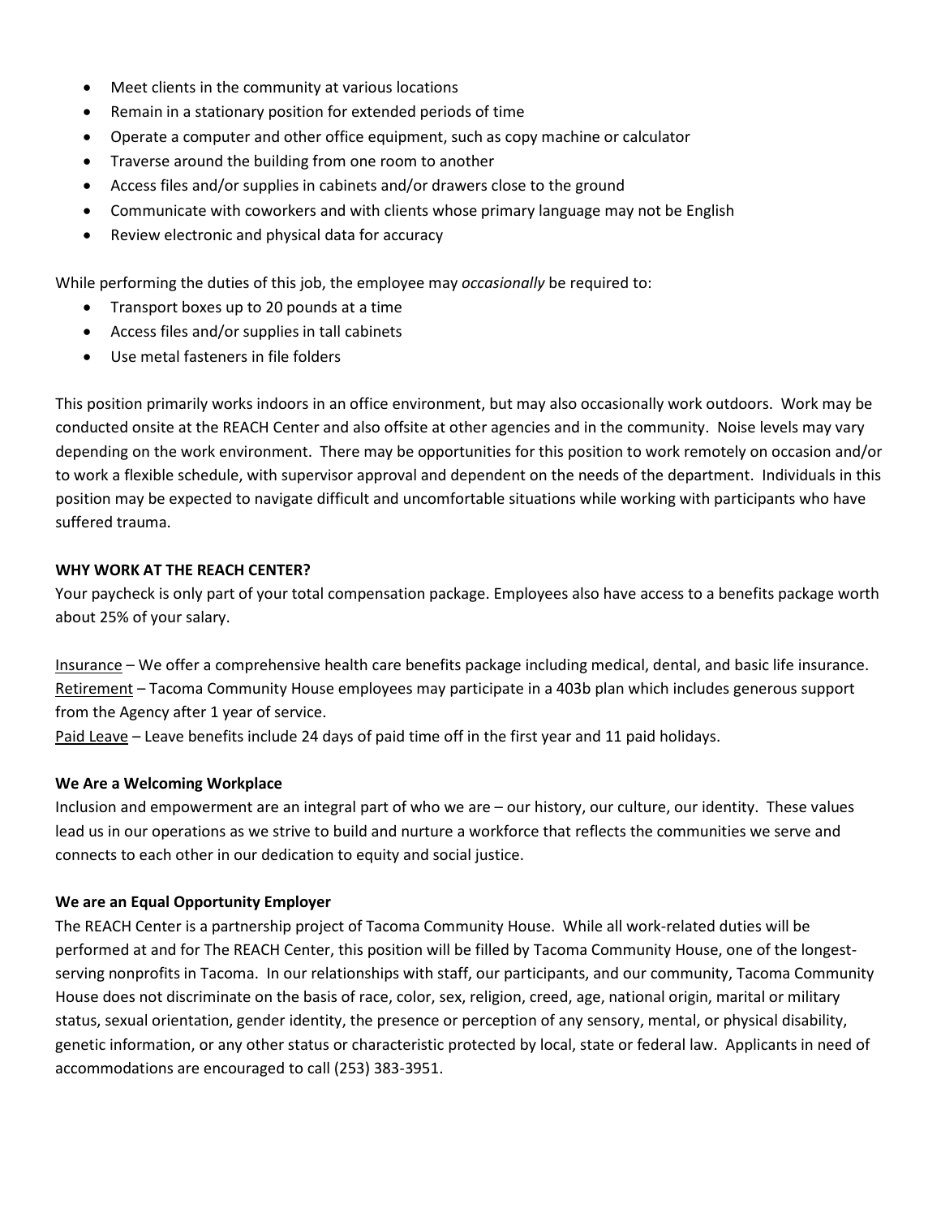- Meet clients in the community at various locations
- Remain in a stationary position for extended periods of time
- Operate a computer and other office equipment, such as copy machine or calculator
- Traverse around the building from one room to another
- Access files and/or supplies in cabinets and/or drawers close to the ground
- Communicate with coworkers and with clients whose primary language may not be English
- Review electronic and physical data for accuracy

While performing the duties of this job, the employee may *occasionally* be required to:

- Transport boxes up to 20 pounds at a time
- Access files and/or supplies in tall cabinets
- Use metal fasteners in file folders

This position primarily works indoors in an office environment, but may also occasionally work outdoors. Work may be conducted onsite at the REACH Center and also offsite at other agencies and in the community. Noise levels may vary depending on the work environment. There may be opportunities for this position to work remotely on occasion and/or to work a flexible schedule, with supervisor approval and dependent on the needs of the department. Individuals in this position may be expected to navigate difficult and uncomfortable situations while working with participants who have suffered trauma.

**WHY WORK AT THE REACH CENTER?**

Your paycheck is only part of your total compensation package. Employees also have access to a benefits package worth about 25% of your salary.

<u>Insurance</u> – We offer a comprehensive health care benefits package including medical, dental, and basic life insurance.
<u>Retirement</u> – Tacoma Community House employees may participate in a 403b plan which includes generous support from the Agency after 1 year of service.
<u>Paid Leave</u> – Leave benefits include 24 days of paid time off in the first year and 11 paid holidays.

**We Are a Welcoming Workplace**

Inclusion and empowerment are an integral part of who we are – our history, our culture, our identity. These values lead us in our operations as we strive to build and nurture a workforce that reflects the communities we serve and connects to each other in our dedication to equity and social justice.

**We are an Equal Opportunity Employer**

The REACH Center is a partnership project of Tacoma Community House. While all work-related duties will be performed at and for The REACH Center, this position will be filled by Tacoma Community House, one of the longest-serving nonprofits in Tacoma. In our relationships with staff, our participants, and our community, Tacoma Community House does not discriminate on the basis of race, color, sex, religion, creed, age, national origin, marital or military status, sexual orientation, gender identity, the presence or perception of any sensory, mental, or physical disability, genetic information, or any other status or characteristic protected by local, state or federal law. Applicants in need of accommodations are encouraged to call (253) 383-3951.